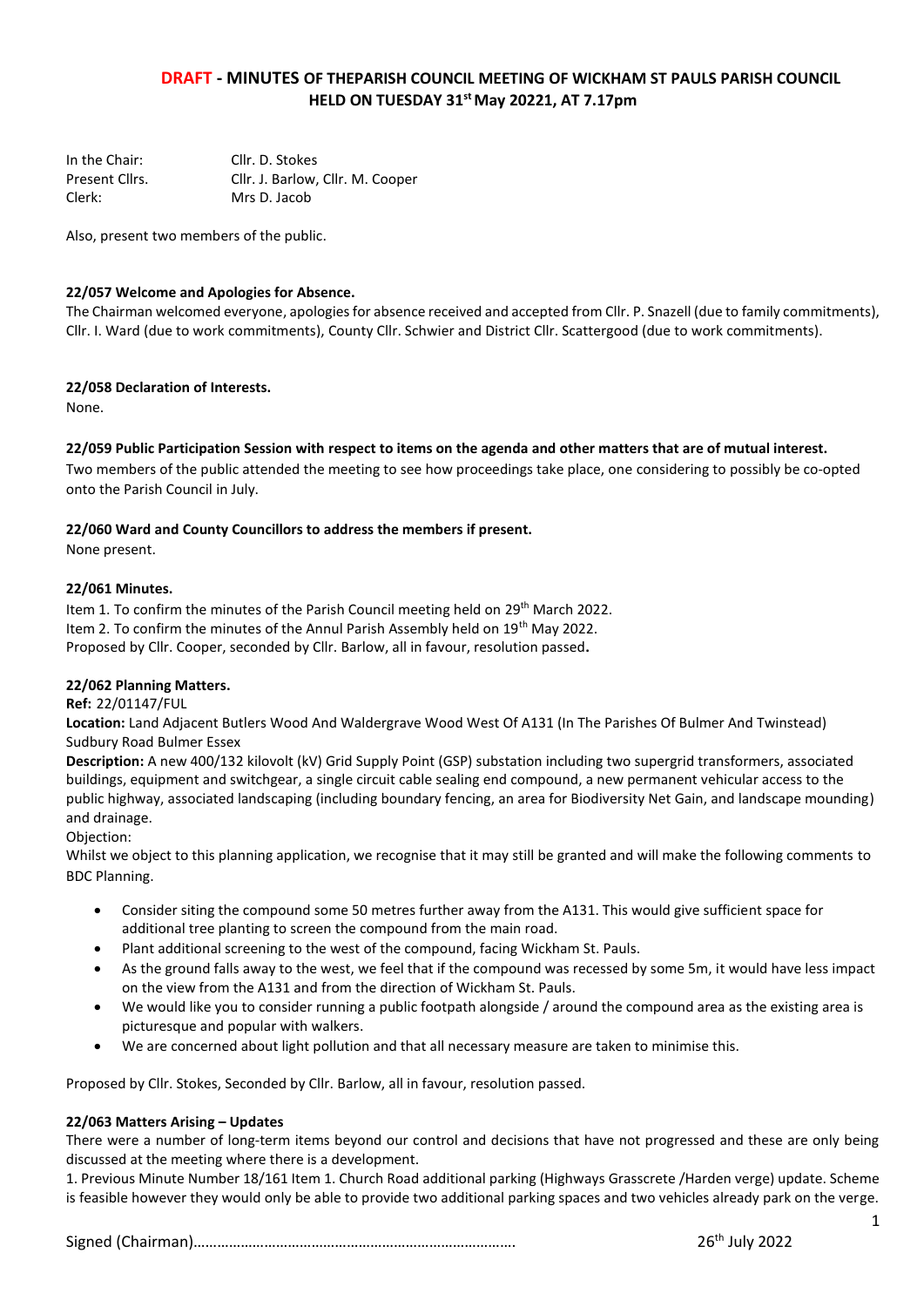# DRAFT - MINUTES OF THEPARISH COUNCIL MEETING OF WICKHAM ST PAULS PARISH COUNCIL HELD ON TUESDAY 31st May 20221, AT 7.17pm

In the Chair: Cllr. D. Stokes
Present Cllrs. Cllr. J. Barlow, Cllr. M. Cooper
Clerk: Mrs D. Jacob

Also, present two members of the public.

**22/057 Welcome and Apologies for Absence.**

The Chairman welcomed everyone, apologies for absence received and accepted from Cllr. P. Snazell (due to family commitments), Cllr. I. Ward (due to work commitments), County Cllr. Schwier and District Cllr. Scattergood (due to work commitments).

**22/058 Declaration of Interests.**

None.

**22/059 Public Participation Session with respect to items on the agenda and other matters that are of mutual interest.**

Two members of the public attended the meeting to see how proceedings take place, one considering to possibly be co-opted onto the Parish Council in July.

**22/060 Ward and County Councillors to address the members if present.**

None present.

**22/061 Minutes.**

Item 1. To confirm the minutes of the Parish Council meeting held on 29th March 2022.
Item 2. To confirm the minutes of the Annul Parish Assembly held on 19th May 2022.
Proposed by Cllr. Cooper, seconded by Cllr. Barlow, all in favour, resolution passed**.**

**22/062 Planning Matters.**

**Ref:** 22/01147/FUL

**Location:** Land Adjacent Butlers Wood And Waldergrave Wood West Of A131 (In The Parishes Of Bulmer And Twinstead) Sudbury Road Bulmer Essex

**Description:** A new 400/132 kilovolt (kV) Grid Supply Point (GSP) substation including two supergrid transformers, associated buildings, equipment and switchgear, a single circuit cable sealing end compound, a new permanent vehicular access to the public highway, associated landscaping (including boundary fencing, an area for Biodiversity Net Gain, and landscape mounding) and drainage.

Objection:

Whilst we object to this planning application, we recognise that it may still be granted and will make the following comments to BDC Planning.

- Consider siting the compound some 50 metres further away from the A131. This would give sufficient space for additional tree planting to screen the compound from the main road.
- Plant additional screening to the west of the compound, facing Wickham St. Pauls.
- As the ground falls away to the west, we feel that if the compound was recessed by some 5m, it would have less impact on the view from the A131 and from the direction of Wickham St. Pauls.
- We would like you to consider running a public footpath alongside / around the compound area as the existing area is picturesque and popular with walkers.
- We are concerned about light pollution and that all necessary measure are taken to minimise this.

Proposed by Cllr. Stokes, Seconded by Cllr. Barlow, all in favour, resolution passed.

**22/063 Matters Arising – Updates**

There were a number of long-term items beyond our control and decisions that have not progressed and these are only being discussed at the meeting where there is a development.

1. Previous Minute Number 18/161 Item 1. Church Road additional parking (Highways Grasscrete /Harden verge) update. Scheme is feasible however they would only be able to provide two additional parking spaces and two vehicles already park on the verge.

Signed (Chairman)……………………………………………………………………… 26th July 2022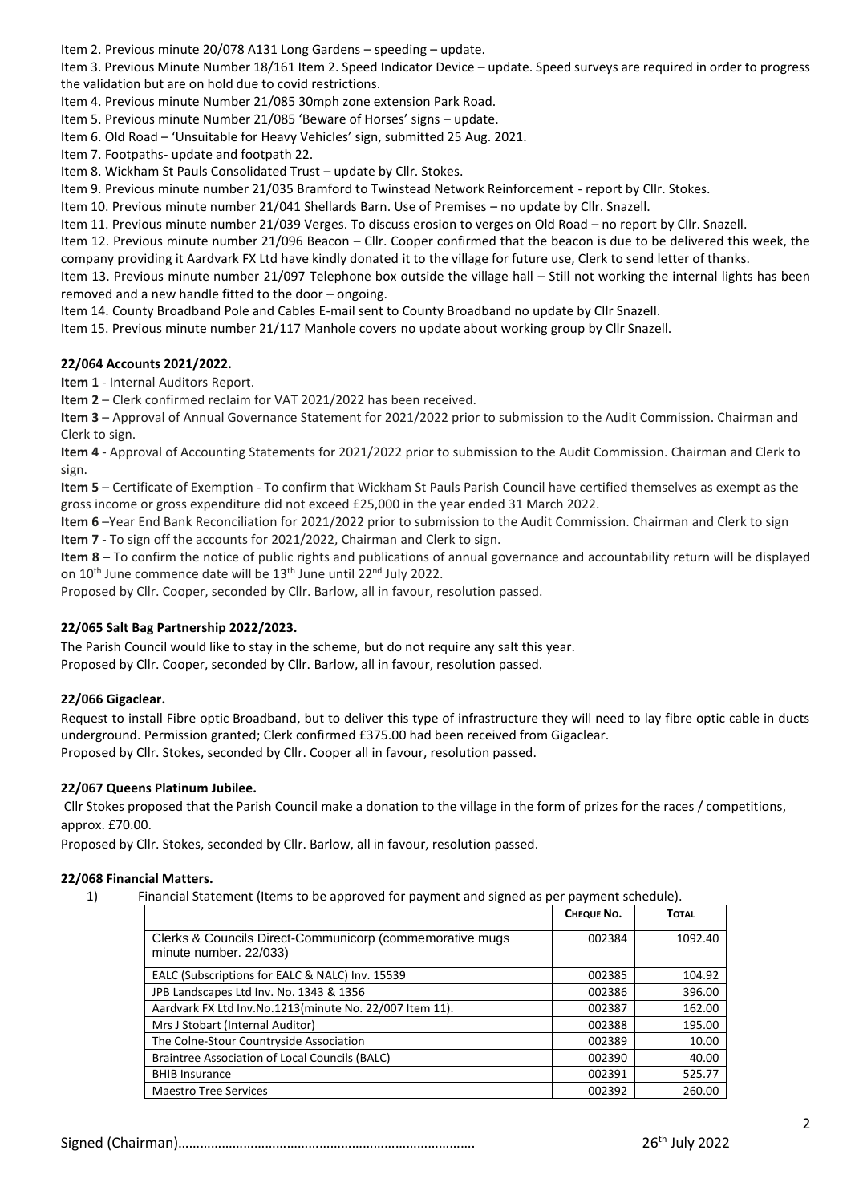Item 2. Previous minute 20/078 A131 Long Gardens – speeding – update.

Item 3. Previous Minute Number 18/161 Item 2. Speed Indicator Device – update. Speed surveys are required in order to progress the validation but are on hold due to covid restrictions.

Item 4. Previous minute Number 21/085 30mph zone extension Park Road.

Item 5. Previous minute Number 21/085 'Beware of Horses' signs – update.

Item 6. Old Road – 'Unsuitable for Heavy Vehicles' sign, submitted 25 Aug. 2021.

Item 7. Footpaths- update and footpath 22.

Item 8. Wickham St Pauls Consolidated Trust – update by Cllr. Stokes.

Item 9. Previous minute number 21/035 Bramford to Twinstead Network Reinforcement - report by Cllr. Stokes.

Item 10. Previous minute number 21/041 Shellards Barn. Use of Premises – no update by Cllr. Snazell.

Item 11. Previous minute number 21/039 Verges. To discuss erosion to verges on Old Road – no report by Cllr. Snazell.

Item 12. Previous minute number 21/096 Beacon – Cllr. Cooper confirmed that the beacon is due to be delivered this week, the company providing it Aardvark FX Ltd have kindly donated it to the village for future use, Clerk to send letter of thanks.

Item 13. Previous minute number 21/097 Telephone box outside the village hall – Still not working the internal lights has been removed and a new handle fitted to the door – ongoing.

Item 14. County Broadband Pole and Cables E-mail sent to County Broadband no update by Cllr Snazell.

Item 15. Previous minute number 21/117 Manhole covers no update about working group by Cllr Snazell.

**22/064 Accounts 2021/2022.**

**Item 1** - Internal Auditors Report.

**Item 2** – Clerk confirmed reclaim for VAT 2021/2022 has been received.

**Item 3** – Approval of Annual Governance Statement for 2021/2022 prior to submission to the Audit Commission. Chairman and Clerk to sign.

**Item 4** - Approval of Accounting Statements for 2021/2022 prior to submission to the Audit Commission. Chairman and Clerk to sign.

**Item 5** – Certificate of Exemption - To confirm that Wickham St Pauls Parish Council have certified themselves as exempt as the gross income or gross expenditure did not exceed £25,000 in the year ended 31 March 2022.

**Item 6** –Year End Bank Reconciliation for 2021/2022 prior to submission to the Audit Commission. Chairman and Clerk to sign

**Item 7** - To sign off the accounts for 2021/2022, Chairman and Clerk to sign.

**Item 8 –** To confirm the notice of public rights and publications of annual governance and accountability return will be displayed on 10th June commence date will be 13th June until 22nd July 2022.

Proposed by Cllr. Cooper, seconded by Cllr. Barlow, all in favour, resolution passed.

**22/065 Salt Bag Partnership 2022/2023.**

The Parish Council would like to stay in the scheme, but do not require any salt this year.

Proposed by Cllr. Cooper, seconded by Cllr. Barlow, all in favour, resolution passed.

**22/066 Gigaclear.**

Request to install Fibre optic Broadband, but to deliver this type of infrastructure they will need to lay fibre optic cable in ducts underground. Permission granted; Clerk confirmed £375.00 had been received from Gigaclear.

Proposed by Cllr. Stokes, seconded by Cllr. Cooper all in favour, resolution passed.

**22/067 Queens Platinum Jubilee.**

Cllr Stokes proposed that the Parish Council make a donation to the village in the form of prizes for the races / competitions, approx. £70.00.

Proposed by Cllr. Stokes, seconded by Cllr. Barlow, all in favour, resolution passed.

**22/068 Financial Matters.**

1) Financial Statement (Items to be approved for payment and signed as per payment schedule).

| | CHEQUE NO. | TOTAL |
|---|---|---|
| Clerks & Councils Direct-Communicorp (commemorative mugs minute number. 22/033) | 002384 | 1092.40 |
| EALC (Subscriptions for EALC & NALC) Inv. 15539 | 002385 | 104.92 |
| JPB Landscapes Ltd Inv. No. 1343 & 1356 | 002386 | 396.00 |
| Aardvark FX Ltd Inv.No.1213(minute No. 22/007 Item 11). | 002387 | 162.00 |
| Mrs J Stobart (Internal Auditor) | 002388 | 195.00 |
| The Colne-Stour Countryside Association | 002389 | 10.00 |
| Braintree Association of Local Councils (BALC) | 002390 | 40.00 |
| BHIB Insurance | 002391 | 525.77 |
| Maestro Tree Services | 002392 | 260.00 |

Signed (Chairman)……………………………………………………………………… 26th July 2022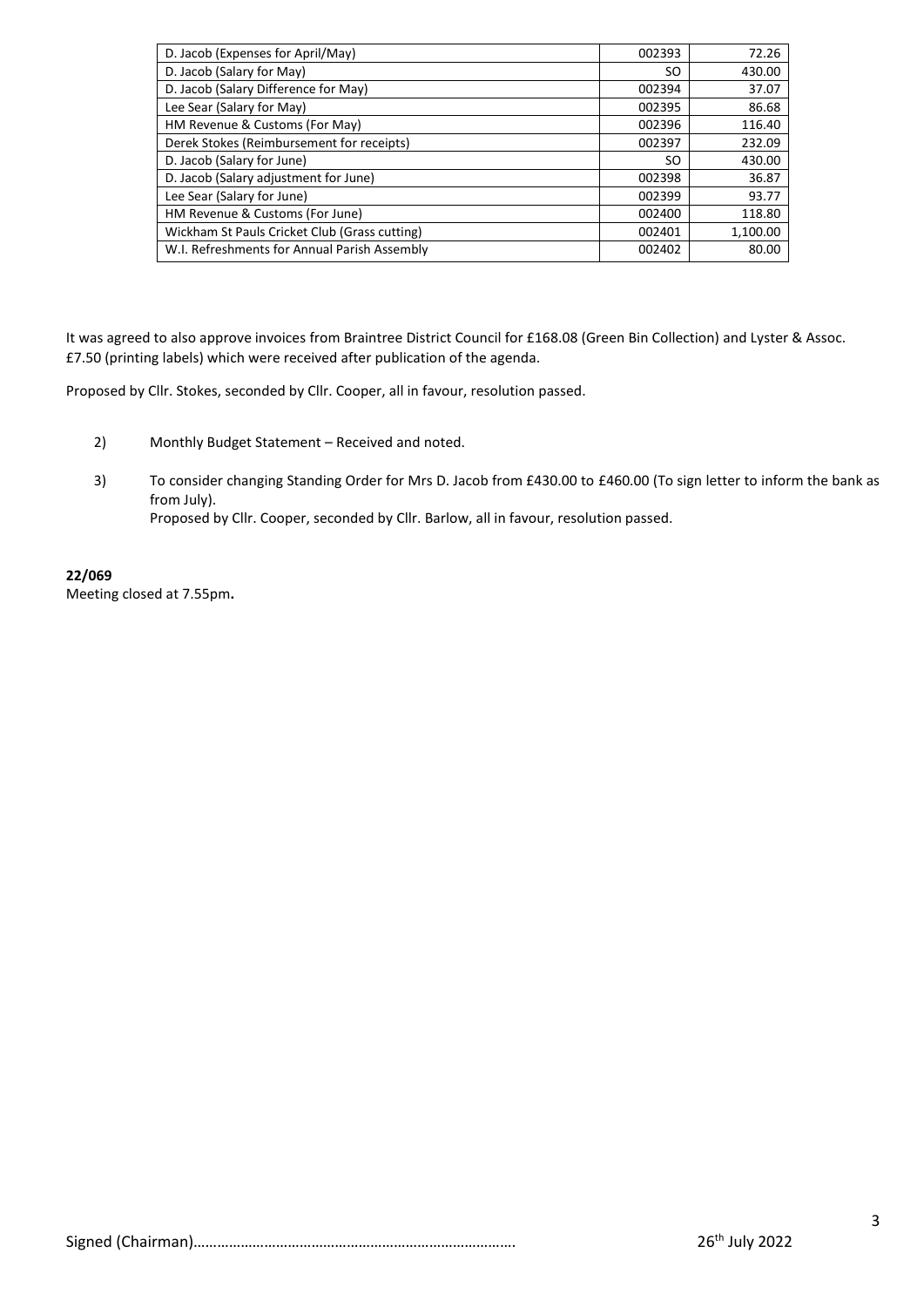| | | |
|---|---|---|
| D. Jacob (Expenses for April/May) | 002393 | 72.26 |
| D. Jacob (Salary for May) | SO | 430.00 |
| D. Jacob (Salary Difference for May) | 002394 | 37.07 |
| Lee Sear (Salary for May) | 002395 | 86.68 |
| HM Revenue & Customs (For May) | 002396 | 116.40 |
| Derek Stokes (Reimbursement for receipts) | 002397 | 232.09 |
| D. Jacob (Salary for June) | SO | 430.00 |
| D. Jacob (Salary adjustment for June) | 002398 | 36.87 |
| Lee Sear (Salary for June) | 002399 | 93.77 |
| HM Revenue & Customs (For June) | 002400 | 118.80 |
| Wickham St Pauls Cricket Club (Grass cutting) | 002401 | 1,100.00 |
| W.I. Refreshments for Annual Parish Assembly | 002402 | 80.00 |

It was agreed to also approve invoices from Braintree District Council for £168.08 (Green Bin Collection) and Lyster & Assoc. £7.50 (printing labels) which were received after publication of the agenda.

Proposed by Cllr. Stokes, seconded by Cllr. Cooper, all in favour, resolution passed.

2) Monthly Budget Statement – Received and noted.

3) To consider changing Standing Order for Mrs D. Jacob from £430.00 to £460.00 (To sign letter to inform the bank as from July).
Proposed by Cllr. Cooper, seconded by Cllr. Barlow, all in favour, resolution passed.

**22/069**
Meeting closed at 7.55pm**.**

Signed (Chairman)……………………………………………………………………… 26th July 2022